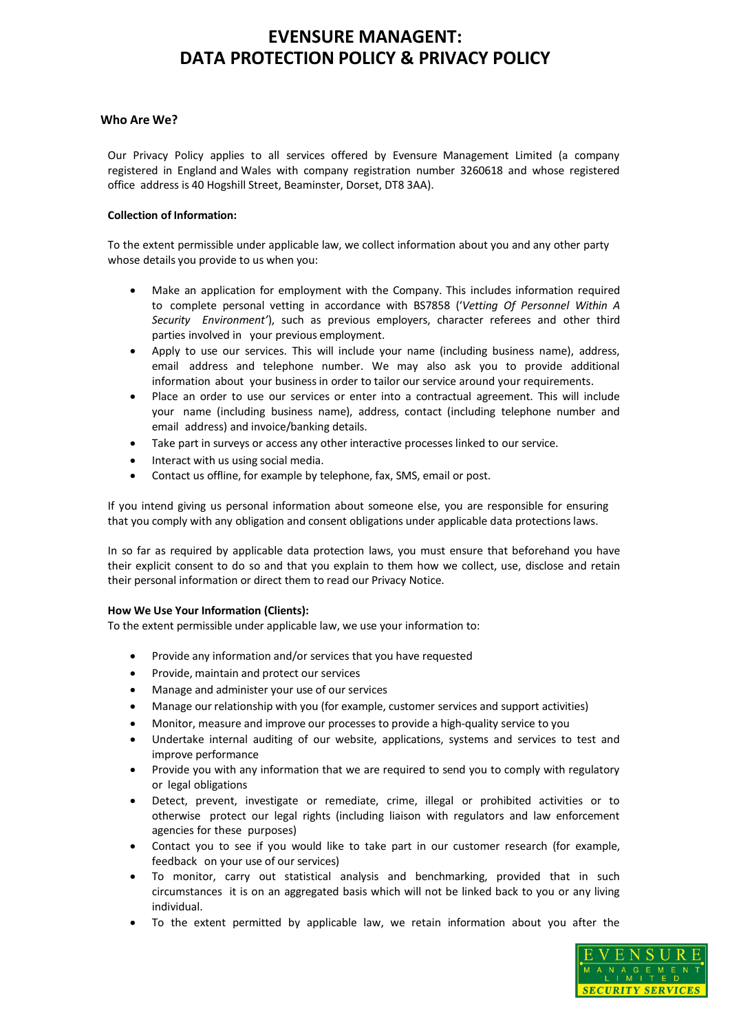# EVENSURE MANAGENT:
# DATA PROTECTION POLICY & PRIVACY POLICY

## Who Are We?

Our Privacy Policy applies to all services offered by Evensure Management Limited (a company registered in England and Wales with company registration number 3260618 and whose registered office address is 40 Hogshill Street, Beaminster, Dorset, DT8 3AA).

**Collection of Information:**

To the extent permissible under applicable law, we collect information about you and any other party whose details you provide to us when you:

- Make an application for employment with the Company. This includes information required to complete personal vetting in accordance with BS7858 ('*Vetting Of Personnel Within A Security Environment'*), such as previous employers, character referees and other third parties involved in your previous employment.
- Apply to use our services. This will include your name (including business name), address, email address and telephone number. We may also ask you to provide additional information about your business in order to tailor our service around your requirements.
- Place an order to use our services or enter into a contractual agreement. This will include your name (including business name), address, contact (including telephone number and email address) and invoice/banking details.
- Take part in surveys or access any other interactive processes linked to our service.
- Interact with us using social media.
- Contact us offline, for example by telephone, fax, SMS, email or post.

If you intend giving us personal information about someone else, you are responsible for ensuring that you comply with any obligation and consent obligations under applicable data protections laws.

In so far as required by applicable data protection laws, you must ensure that beforehand you have their explicit consent to do so and that you explain to them how we collect, use, disclose and retain their personal information or direct them to read our Privacy Notice.

**How We Use Your Information (Clients):**

To the extent permissible under applicable law, we use your information to:

- Provide any information and/or services that you have requested
- Provide, maintain and protect our services
- Manage and administer your use of our services
- Manage our relationship with you (for example, customer services and support activities)
- Monitor, measure and improve our processes to provide a high-quality service to you
- Undertake internal auditing of our website, applications, systems and services to test and improve performance
- Provide you with any information that we are required to send you to comply with regulatory or legal obligations
- Detect, prevent, investigate or remediate, crime, illegal or prohibited activities or to otherwise protect our legal rights (including liaison with regulators and law enforcement agencies for these purposes)
- Contact you to see if you would like to take part in our customer research (for example, feedback on your use of our services)
- To monitor, carry out statistical analysis and benchmarking, provided that in such circumstances it is on an aggregated basis which will not be linked back to you or any living individual.
- To the extent permitted by applicable law, we retain information about you after the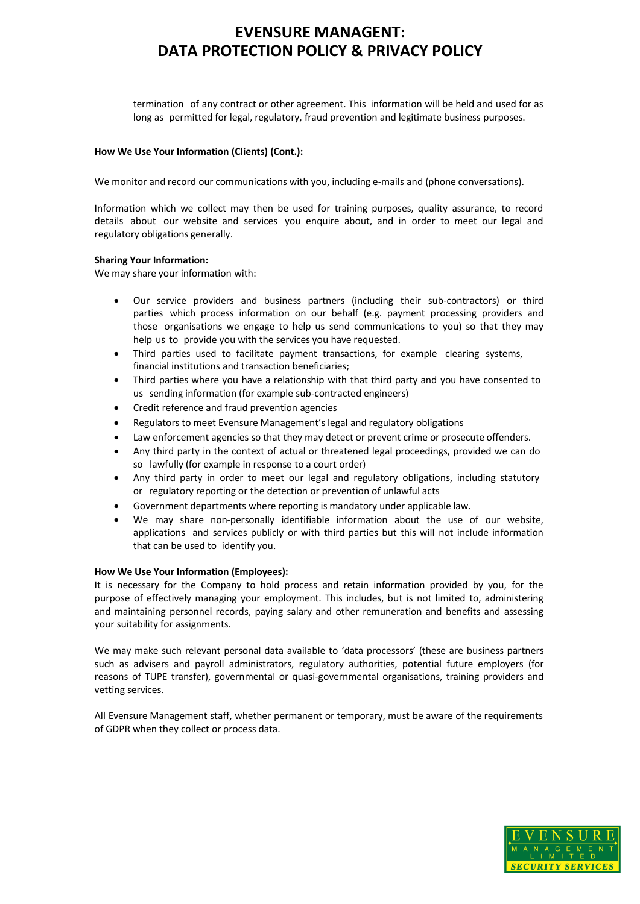termination of any contract or other agreement. This information will be held and used for as long as permitted for legal, regulatory, fraud prevention and legitimate business purposes.

**How We Use Your Information (Clients) (Cont.):**

We monitor and record our communications with you, including e-mails and (phone conversations).

Information which we collect may then be used for training purposes, quality assurance, to record details about our website and services you enquire about, and in order to meet our legal and regulatory obligations generally.

**Sharing Your Information:**

We may share your information with:

- Our service providers and business partners (including their sub-contractors) or third parties which process information on our behalf (e.g. payment processing providers and those organisations we engage to help us send communications to you) so that they may help us to provide you with the services you have requested.
- Third parties used to facilitate payment transactions, for example clearing systems, financial institutions and transaction beneficiaries;
- Third parties where you have a relationship with that third party and you have consented to us sending information (for example sub-contracted engineers)
- Credit reference and fraud prevention agencies
- Regulators to meet Evensure Management's legal and regulatory obligations
- Law enforcement agencies so that they may detect or prevent crime or prosecute offenders.
- Any third party in the context of actual or threatened legal proceedings, provided we can do so lawfully (for example in response to a court order)
- Any third party in order to meet our legal and regulatory obligations, including statutory or regulatory reporting or the detection or prevention of unlawful acts
- Government departments where reporting is mandatory under applicable law.
- We may share non-personally identifiable information about the use of our website, applications and services publicly or with third parties but this will not include information that can be used to identify you.

**How We Use Your Information (Employees):**

It is necessary for the Company to hold process and retain information provided by you, for the purpose of effectively managing your employment. This includes, but is not limited to, administering and maintaining personnel records, paying salary and other remuneration and benefits and assessing your suitability for assignments.

We may make such relevant personal data available to 'data processors' (these are business partners such as advisers and payroll administrators, regulatory authorities, potential future employers (for reasons of TUPE transfer), governmental or quasi-governmental organisations, training providers and vetting services.

All Evensure Management staff, whether permanent or temporary, must be aware of the requirements of GDPR when they collect or process data.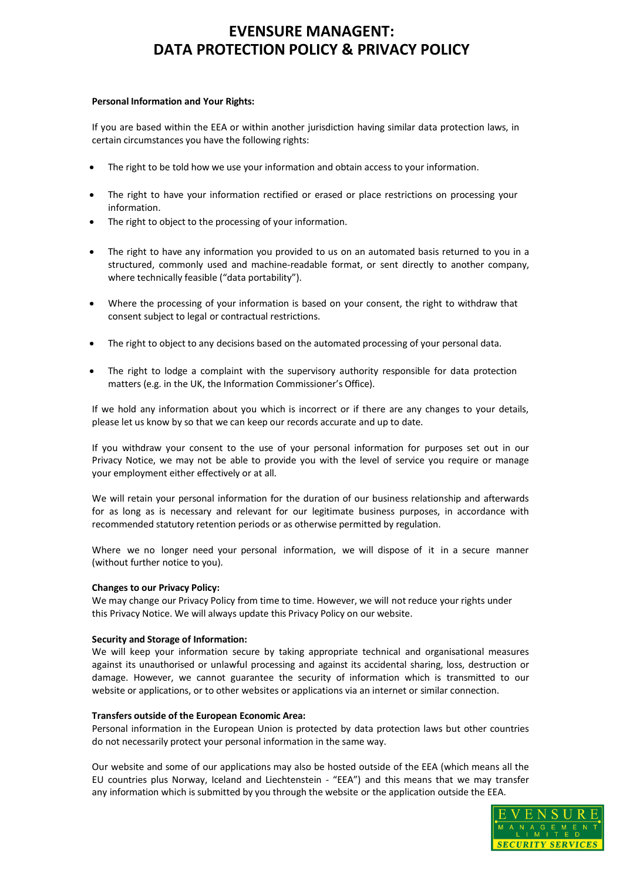# EVENSURE MANAGENT: DATA PROTECTION POLICY & PRIVACY POLICY

**Personal Information and Your Rights:**

If you are based within the EEA or within another jurisdiction having similar data protection laws, in certain circumstances you have the following rights:

- The right to be told how we use your information and obtain access to your information.
- The right to have your information rectified or erased or place restrictions on processing your information.
- The right to object to the processing of your information.
- The right to have any information you provided to us on an automated basis returned to you in a structured, commonly used and machine-readable format, or sent directly to another company, where technically feasible ("data portability").
- Where the processing of your information is based on your consent, the right to withdraw that consent subject to legal or contractual restrictions.
- The right to object to any decisions based on the automated processing of your personal data.
- The right to lodge a complaint with the supervisory authority responsible for data protection matters (e.g. in the UK, the Information Commissioner's Office).

If we hold any information about you which is incorrect or if there are any changes to your details, please let us know by so that we can keep our records accurate and up to date.

If you withdraw your consent to the use of your personal information for purposes set out in our Privacy Notice, we may not be able to provide you with the level of service you require or manage your employment either effectively or at all.

We will retain your personal information for the duration of our business relationship and afterwards for as long as is necessary and relevant for our legitimate business purposes, in accordance with recommended statutory retention periods or as otherwise permitted by regulation.

Where we no longer need your personal information, we will dispose of it in a secure manner (without further notice to you).

**Changes to our Privacy Policy:**
We may change our Privacy Policy from time to time. However, we will not reduce your rights under this Privacy Notice. We will always update this Privacy Policy on our website.

**Security and Storage of Information:**
We will keep your information secure by taking appropriate technical and organisational measures against its unauthorised or unlawful processing and against its accidental sharing, loss, destruction or damage. However, we cannot guarantee the security of information which is transmitted to our website or applications, or to other websites or applications via an internet or similar connection.

**Transfers outside of the European Economic Area:**
Personal information in the European Union is protected by data protection laws but other countries do not necessarily protect your personal information in the same way.

Our website and some of our applications may also be hosted outside of the EEA (which means all the EU countries plus Norway, Iceland and Liechtenstein - "EEA") and this means that we may transfer any information which is submitted by you through the website or the application outside the EEA.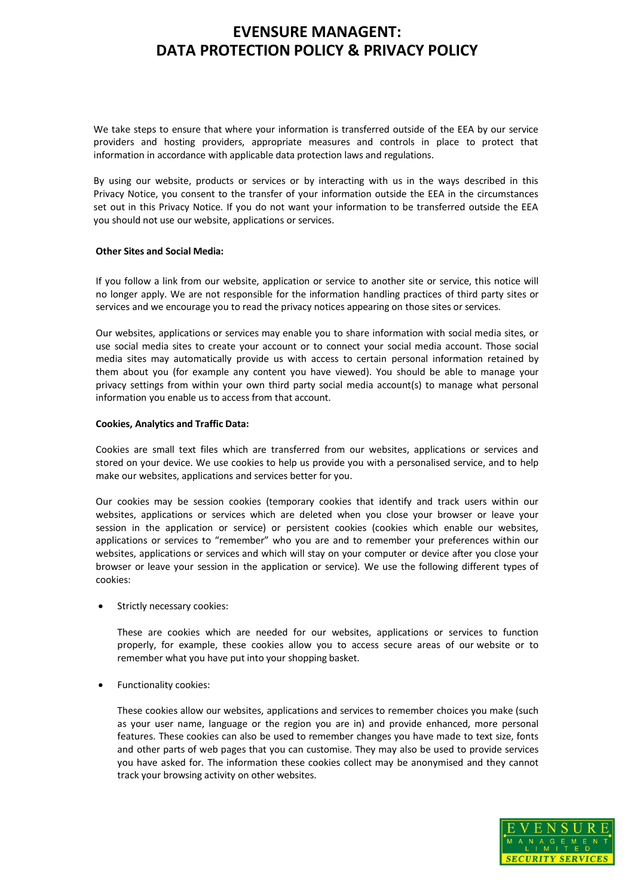We take steps to ensure that where your information is transferred outside of the EEA by our service providers and hosting providers, appropriate measures and controls in place to protect that information in accordance with applicable data protection laws and regulations.

By using our website, products or services or by interacting with us in the ways described in this Privacy Notice, you consent to the transfer of your information outside the EEA in the circumstances set out in this Privacy Notice. If you do not want your information to be transferred outside the EEA you should not use our website, applications or services.

**Other Sites and Social Media:**

If you follow a link from our website, application or service to another site or service, this notice will no longer apply. We are not responsible for the information handling practices of third party sites or services and we encourage you to read the privacy notices appearing on those sites or services.

Our websites, applications or services may enable you to share information with social media sites, or use social media sites to create your account or to connect your social media account. Those social media sites may automatically provide us with access to certain personal information retained by them about you (for example any content you have viewed). You should be able to manage your privacy settings from within your own third party social media account(s) to manage what personal information you enable us to access from that account.

**Cookies, Analytics and Traffic Data:**

Cookies are small text files which are transferred from our websites, applications or services and stored on your device. We use cookies to help us provide you with a personalised service, and to help make our websites, applications and services better for you.

Our cookies may be session cookies (temporary cookies that identify and track users within our websites, applications or services which are deleted when you close your browser or leave your session in the application or service) or persistent cookies (cookies which enable our websites, applications or services to "remember" who you are and to remember your preferences within our websites, applications or services and which will stay on your computer or device after you close your browser or leave your session in the application or service). We use the following different types of cookies:

- Strictly necessary cookies:

  These are cookies which are needed for our websites, applications or services to function properly, for example, these cookies allow you to access secure areas of our website or to remember what you have put into your shopping basket.

- Functionality cookies:

  These cookies allow our websites, applications and services to remember choices you make (such as your user name, language or the region you are in) and provide enhanced, more personal features. These cookies can also be used to remember changes you have made to text size, fonts and other parts of web pages that you can customise. They may also be used to provide services you have asked for. The information these cookies collect may be anonymised and they cannot track your browsing activity on other websites.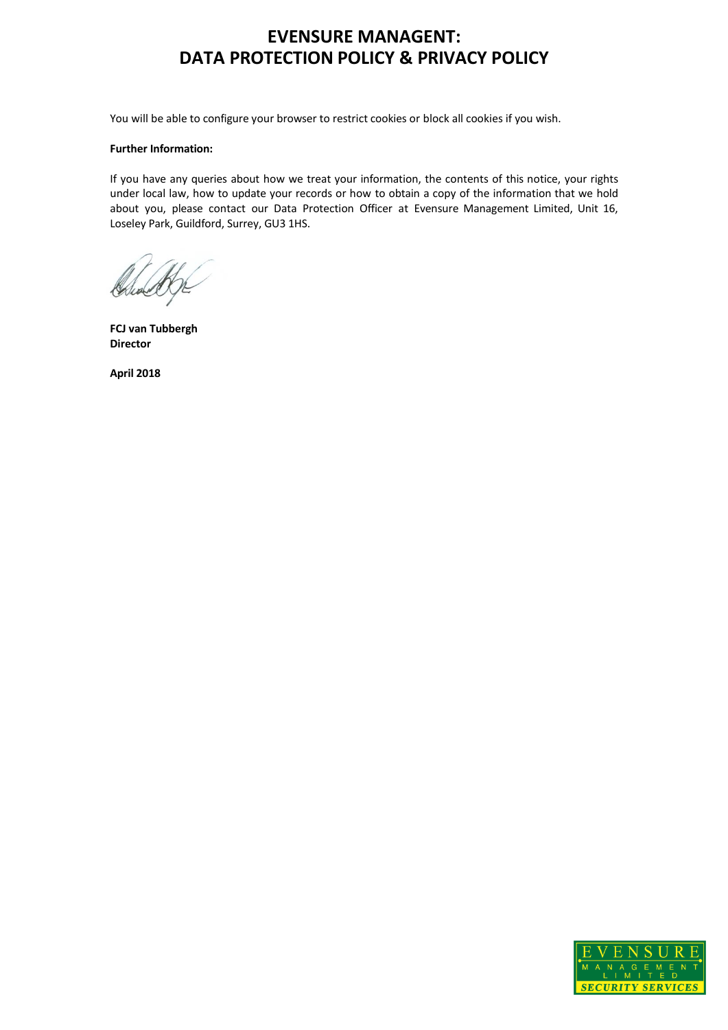You will be able to configure your browser to restrict cookies or block all cookies if you wish.

**Further Information:**

If you have any queries about how we treat your information, the contents of this notice, your rights under local law, how to update your records or how to obtain a copy of the information that we hold about you, please contact our Data Protection Officer at Evensure Management Limited, Unit 16, Loseley Park, Guildford, Surrey, GU3 1HS.

**FCJ van Tubbergh**
**Director**

**April 2018**